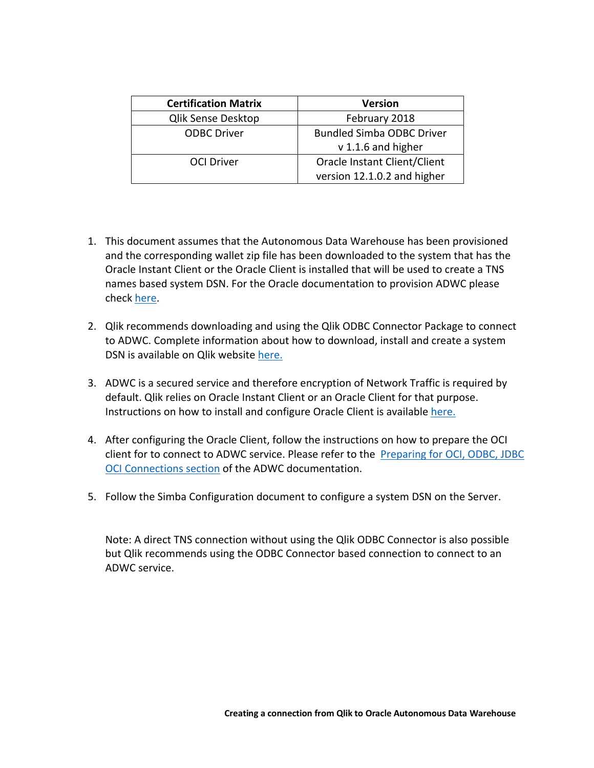| Certification Matrix | Version |
|---|---|
| Qlik Sense Desktop | February 2018 |
| ODBC Driver | Bundled Simba ODBC Driver v 1.1.6 and higher |
| OCI Driver | Oracle Instant Client/Client version 12.1.0.2 and higher |

1. This document assumes that the Autonomous Data Warehouse has been provisioned and the corresponding wallet zip file has been downloaded to the system that has the Oracle Instant Client or the Oracle Client is installed that will be used to create a TNS names based system DSN. For the Oracle documentation to provision ADWC please check here.

2. Qlik recommends downloading and using the Qlik ODBC Connector Package to connect to ADWC. Complete information about how to download, install and create a system DSN is available on Qlik website here.

3. ADWC is a secured service and therefore encryption of Network Traffic is required by default. Qlik relies on Oracle Instant Client or an Oracle Client for that purpose. Instructions on how to install and configure Oracle Client is available here.

4. After configuring the Oracle Client, follow the instructions on how to prepare the OCI client for to connect to ADWC service. Please refer to the Preparing for OCI, ODBC, JDBC OCI Connections section of the ADWC documentation.

5. Follow the Simba Configuration document to configure a system DSN on the Server.

Note: A direct TNS connection without using the Qlik ODBC Connector is also possible but Qlik recommends using the ODBC Connector based connection to connect to an ADWC service.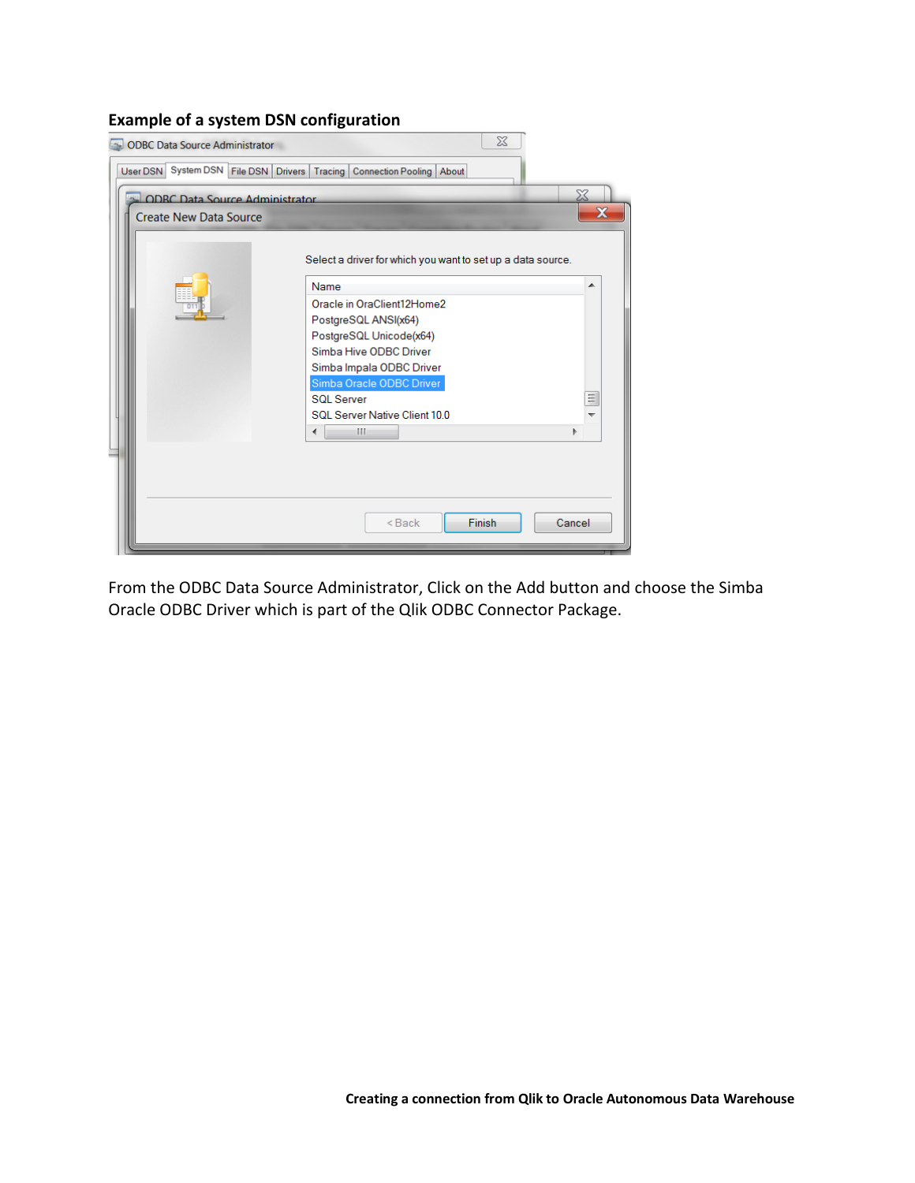**Example of a system DSN configuration**

From the ODBC Data Source Administrator, Click on the Add button and choose the Simba Oracle ODBC Driver which is part of the Qlik ODBC Connector Package.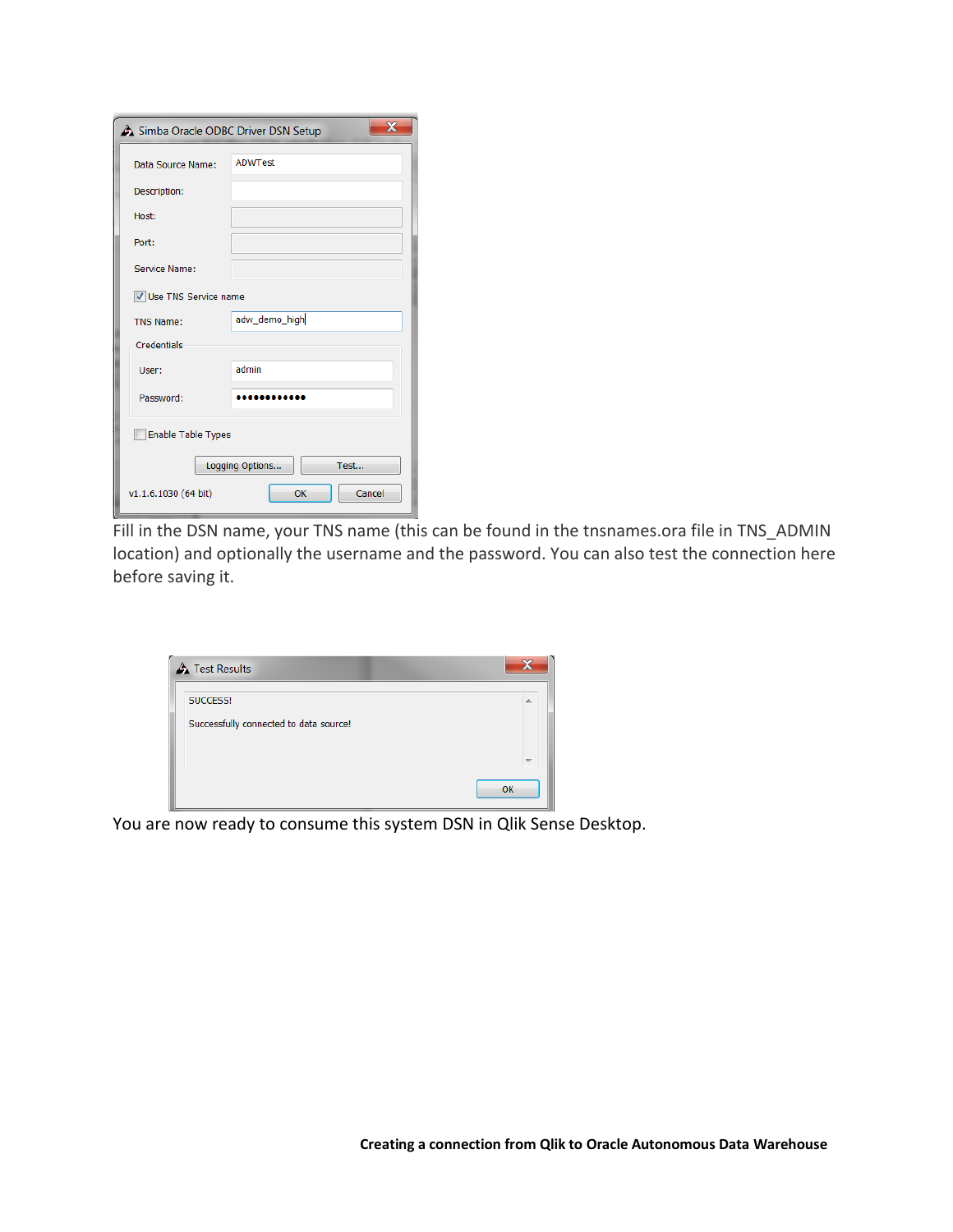Fill in the DSN name, your TNS name (this can be found in the tnsnames.ora file in TNS_ADMIN location) and optionally the username and the password. You can also test the connection here before saving it.

You are now ready to consume this system DSN in Qlik Sense Desktop.